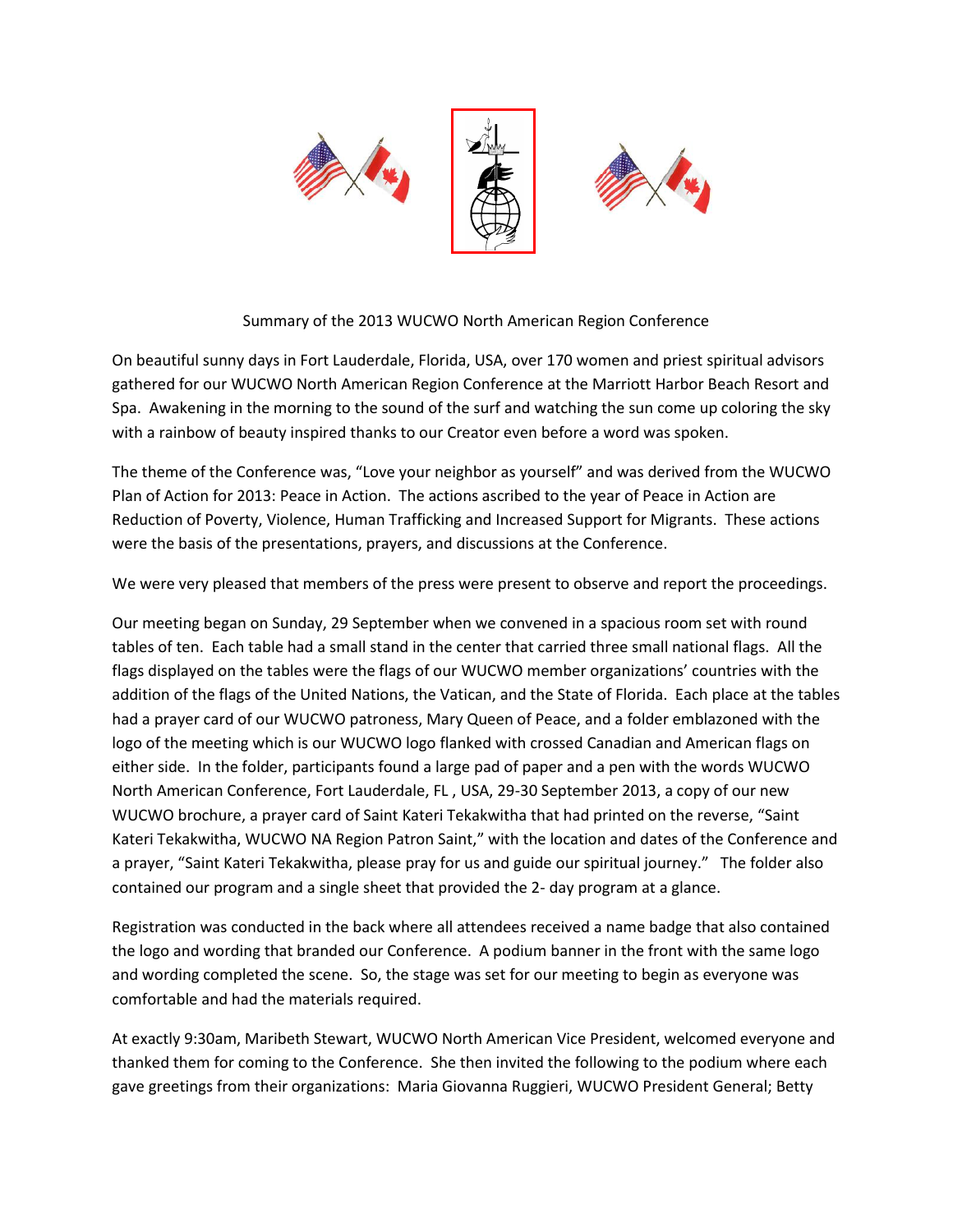Summary of the 2013 WUCWO North American Region Conference

On beautiful sunny days in Fort Lauderdale, Florida, USA, over 170 women and priest spiritual advisors gathered for our WUCWO North American Region Conference at the Marriott Harbor Beach Resort and Spa. Awakening in the morning to the sound of the surf and watching the sun come up coloring the sky with a rainbow of beauty inspired thanks to our Creator even before a word was spoken.

The theme of the Conference was, "Love your neighbor as yourself" and was derived from the WUCWO Plan of Action for 2013: Peace in Action. The actions ascribed to the year of Peace in Action are Reduction of Poverty, Violence, Human Trafficking and Increased Support for Migrants. These actions were the basis of the presentations, prayers, and discussions at the Conference.

We were very pleased that members of the press were present to observe and report the proceedings.

Our meeting began on Sunday, 29 September when we convened in a spacious room set with round tables of ten. Each table had a small stand in the center that carried three small national flags. All the flags displayed on the tables were the flags of our WUCWO member organizations' countries with the addition of the flags of the United Nations, the Vatican, and the State of Florida. Each place at the tables had a prayer card of our WUCWO patroness, Mary Queen of Peace, and a folder emblazoned with the logo of the meeting which is our WUCWO logo flanked with crossed Canadian and American flags on either side. In the folder, participants found a large pad of paper and a pen with the words WUCWO North American Conference, Fort Lauderdale, FL , USA, 29-30 September 2013, a copy of our new WUCWO brochure, a prayer card of Saint Kateri Tekakwitha that had printed on the reverse, "Saint Kateri Tekakwitha, WUCWO NA Region Patron Saint," with the location and dates of the Conference and a prayer, "Saint Kateri Tekakwitha, please pray for us and guide our spiritual journey." The folder also contained our program and a single sheet that provided the 2- day program at a glance.

Registration was conducted in the back where all attendees received a name badge that also contained the logo and wording that branded our Conference. A podium banner in the front with the same logo and wording completed the scene. So, the stage was set for our meeting to begin as everyone was comfortable and had the materials required.

At exactly 9:30am, Maribeth Stewart, WUCWO North American Vice President, welcomed everyone and thanked them for coming to the Conference. She then invited the following to the podium where each gave greetings from their organizations: Maria Giovanna Ruggieri, WUCWO President General; Betty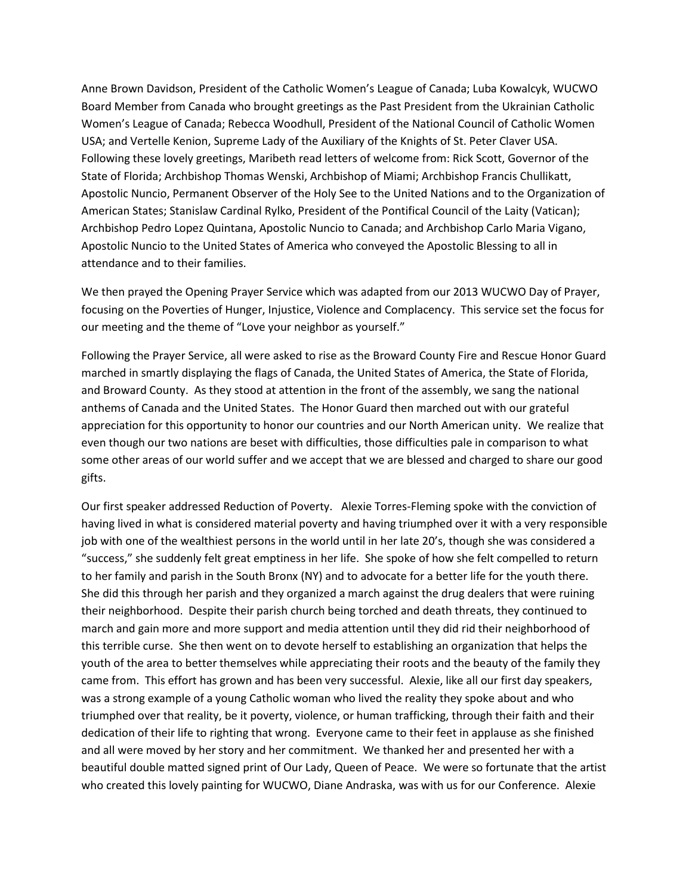Anne Brown Davidson, President of the Catholic Women's League of Canada; Luba Kowalcyk, WUCWO Board Member from Canada who brought greetings as the Past President from the Ukrainian Catholic Women's League of Canada; Rebecca Woodhull, President of the National Council of Catholic Women USA; and Vertelle Kenion, Supreme Lady of the Auxiliary of the Knights of St. Peter Claver USA. Following these lovely greetings, Maribeth read letters of welcome from: Rick Scott, Governor of the State of Florida; Archbishop Thomas Wenski, Archbishop of Miami; Archbishop Francis Chullikatt, Apostolic Nuncio, Permanent Observer of the Holy See to the United Nations and to the Organization of American States; Stanislaw Cardinal Rylko, President of the Pontifical Council of the Laity (Vatican); Archbishop Pedro Lopez Quintana, Apostolic Nuncio to Canada; and Archbishop Carlo Maria Vigano, Apostolic Nuncio to the United States of America who conveyed the Apostolic Blessing to all in attendance and to their families.

We then prayed the Opening Prayer Service which was adapted from our 2013 WUCWO Day of Prayer, focusing on the Poverties of Hunger, Injustice, Violence and Complacency. This service set the focus for our meeting and the theme of "Love your neighbor as yourself."

Following the Prayer Service, all were asked to rise as the Broward County Fire and Rescue Honor Guard marched in smartly displaying the flags of Canada, the United States of America, the State of Florida, and Broward County. As they stood at attention in the front of the assembly, we sang the national anthems of Canada and the United States. The Honor Guard then marched out with our grateful appreciation for this opportunity to honor our countries and our North American unity. We realize that even though our two nations are beset with difficulties, those difficulties pale in comparison to what some other areas of our world suffer and we accept that we are blessed and charged to share our good gifts.

Our first speaker addressed Reduction of Poverty. Alexie Torres-Fleming spoke with the conviction of having lived in what is considered material poverty and having triumphed over it with a very responsible job with one of the wealthiest persons in the world until in her late 20's, though she was considered a "success," she suddenly felt great emptiness in her life. She spoke of how she felt compelled to return to her family and parish in the South Bronx (NY) and to advocate for a better life for the youth there. She did this through her parish and they organized a march against the drug dealers that were ruining their neighborhood. Despite their parish church being torched and death threats, they continued to march and gain more and more support and media attention until they did rid their neighborhood of this terrible curse. She then went on to devote herself to establishing an organization that helps the youth of the area to better themselves while appreciating their roots and the beauty of the family they came from. This effort has grown and has been very successful. Alexie, like all our first day speakers, was a strong example of a young Catholic woman who lived the reality they spoke about and who triumphed over that reality, be it poverty, violence, or human trafficking, through their faith and their dedication of their life to righting that wrong. Everyone came to their feet in applause as she finished and all were moved by her story and her commitment. We thanked her and presented her with a beautiful double matted signed print of Our Lady, Queen of Peace. We were so fortunate that the artist who created this lovely painting for WUCWO, Diane Andraska, was with us for our Conference. Alexie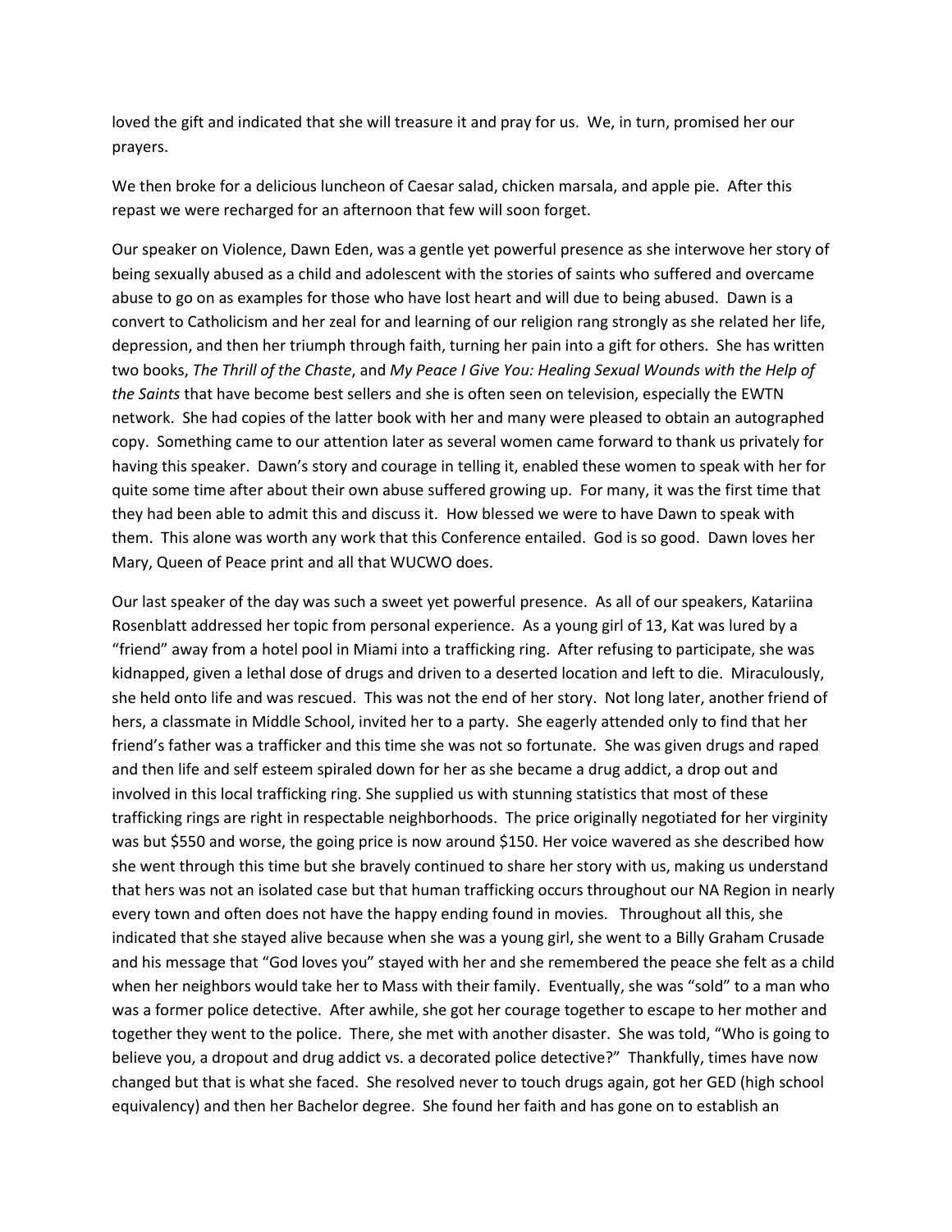loved the gift and indicated that she will treasure it and pray for us. We, in turn, promised her our prayers.

We then broke for a delicious luncheon of Caesar salad, chicken marsala, and apple pie. After this repast we were recharged for an afternoon that few will soon forget.

Our speaker on Violence, Dawn Eden, was a gentle yet powerful presence as she interwove her story of being sexually abused as a child and adolescent with the stories of saints who suffered and overcame abuse to go on as examples for those who have lost heart and will due to being abused. Dawn is a convert to Catholicism and her zeal for and learning of our religion rang strongly as she related her life, depression, and then her triumph through faith, turning her pain into a gift for others. She has written two books, *The Thrill of the Chaste*, and *My Peace I Give You: Healing Sexual Wounds with the Help of the Saints* that have become best sellers and she is often seen on television, especially the EWTN network. She had copies of the latter book with her and many were pleased to obtain an autographed copy. Something came to our attention later as several women came forward to thank us privately for having this speaker. Dawn's story and courage in telling it, enabled these women to speak with her for quite some time after about their own abuse suffered growing up. For many, it was the first time that they had been able to admit this and discuss it. How blessed we were to have Dawn to speak with them. This alone was worth any work that this Conference entailed. God is so good. Dawn loves her Mary, Queen of Peace print and all that WUCWO does.

Our last speaker of the day was such a sweet yet powerful presence. As all of our speakers, Katariina Rosenblatt addressed her topic from personal experience. As a young girl of 13, Kat was lured by a "friend" away from a hotel pool in Miami into a trafficking ring. After refusing to participate, she was kidnapped, given a lethal dose of drugs and driven to a deserted location and left to die. Miraculously, she held onto life and was rescued. This was not the end of her story. Not long later, another friend of hers, a classmate in Middle School, invited her to a party. She eagerly attended only to find that her friend's father was a trafficker and this time she was not so fortunate. She was given drugs and raped and then life and self esteem spiraled down for her as she became a drug addict, a drop out and involved in this local trafficking ring. She supplied us with stunning statistics that most of these trafficking rings are right in respectable neighborhoods. The price originally negotiated for her virginity was but $550 and worse, the going price is now around $150. Her voice wavered as she described how she went through this time but she bravely continued to share her story with us, making us understand that hers was not an isolated case but that human trafficking occurs throughout our NA Region in nearly every town and often does not have the happy ending found in movies. Throughout all this, she indicated that she stayed alive because when she was a young girl, she went to a Billy Graham Crusade and his message that "God loves you" stayed with her and she remembered the peace she felt as a child when her neighbors would take her to Mass with their family. Eventually, she was "sold" to a man who was a former police detective. After awhile, she got her courage together to escape to her mother and together they went to the police. There, she met with another disaster. She was told, "Who is going to believe you, a dropout and drug addict vs. a decorated police detective?" Thankfully, times have now changed but that is what she faced. She resolved never to touch drugs again, got her GED (high school equivalency) and then her Bachelor degree. She found her faith and has gone on to establish an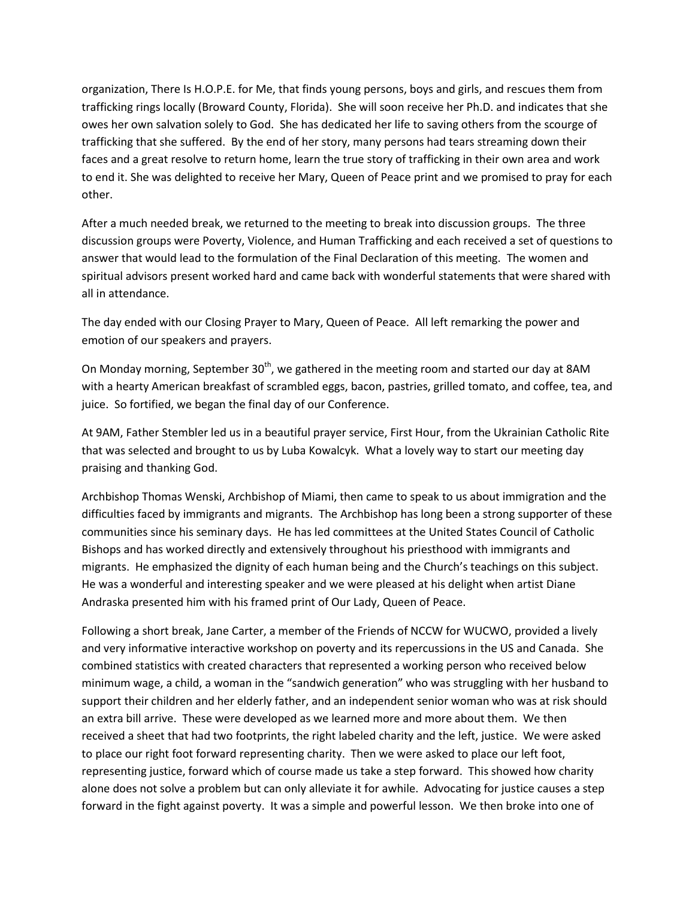organization, There Is H.O.P.E. for Me, that finds young persons, boys and girls, and rescues them from trafficking rings locally (Broward County, Florida). She will soon receive her Ph.D. and indicates that she owes her own salvation solely to God. She has dedicated her life to saving others from the scourge of trafficking that she suffered. By the end of her story, many persons had tears streaming down their faces and a great resolve to return home, learn the true story of trafficking in their own area and work to end it. She was delighted to receive her Mary, Queen of Peace print and we promised to pray for each other.

After a much needed break, we returned to the meeting to break into discussion groups. The three discussion groups were Poverty, Violence, and Human Trafficking and each received a set of questions to answer that would lead to the formulation of the Final Declaration of this meeting. The women and spiritual advisors present worked hard and came back with wonderful statements that were shared with all in attendance.

The day ended with our Closing Prayer to Mary, Queen of Peace. All left remarking the power and emotion of our speakers and prayers.

On Monday morning, September 30th, we gathered in the meeting room and started our day at 8AM with a hearty American breakfast of scrambled eggs, bacon, pastries, grilled tomato, and coffee, tea, and juice. So fortified, we began the final day of our Conference.

At 9AM, Father Stembler led us in a beautiful prayer service, First Hour, from the Ukrainian Catholic Rite that was selected and brought to us by Luba Kowalcyk. What a lovely way to start our meeting day praising and thanking God.

Archbishop Thomas Wenski, Archbishop of Miami, then came to speak to us about immigration and the difficulties faced by immigrants and migrants. The Archbishop has long been a strong supporter of these communities since his seminary days. He has led committees at the United States Council of Catholic Bishops and has worked directly and extensively throughout his priesthood with immigrants and migrants. He emphasized the dignity of each human being and the Church's teachings on this subject. He was a wonderful and interesting speaker and we were pleased at his delight when artist Diane Andraska presented him with his framed print of Our Lady, Queen of Peace.

Following a short break, Jane Carter, a member of the Friends of NCCW for WUCWO, provided a lively and very informative interactive workshop on poverty and its repercussions in the US and Canada. She combined statistics with created characters that represented a working person who received below minimum wage, a child, a woman in the "sandwich generation" who was struggling with her husband to support their children and her elderly father, and an independent senior woman who was at risk should an extra bill arrive. These were developed as we learned more and more about them. We then received a sheet that had two footprints, the right labeled charity and the left, justice. We were asked to place our right foot forward representing charity. Then we were asked to place our left foot, representing justice, forward which of course made us take a step forward. This showed how charity alone does not solve a problem but can only alleviate it for awhile. Advocating for justice causes a step forward in the fight against poverty. It was a simple and powerful lesson. We then broke into one of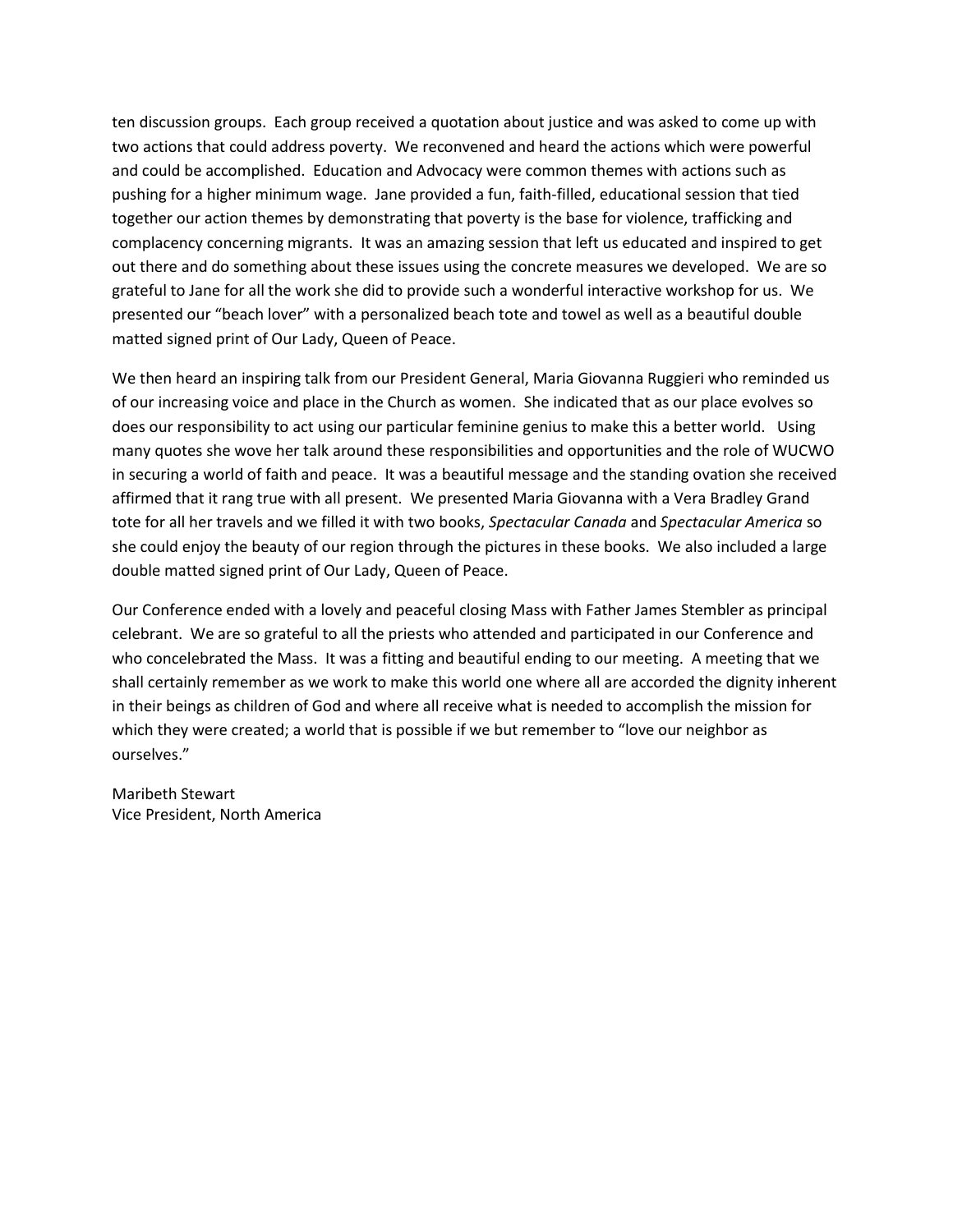ten discussion groups. Each group received a quotation about justice and was asked to come up with two actions that could address poverty. We reconvened and heard the actions which were powerful and could be accomplished. Education and Advocacy were common themes with actions such as pushing for a higher minimum wage. Jane provided a fun, faith-filled, educational session that tied together our action themes by demonstrating that poverty is the base for violence, trafficking and complacency concerning migrants. It was an amazing session that left us educated and inspired to get out there and do something about these issues using the concrete measures we developed. We are so grateful to Jane for all the work she did to provide such a wonderful interactive workshop for us. We presented our "beach lover" with a personalized beach tote and towel as well as a beautiful double matted signed print of Our Lady, Queen of Peace.

We then heard an inspiring talk from our President General, Maria Giovanna Ruggieri who reminded us of our increasing voice and place in the Church as women. She indicated that as our place evolves so does our responsibility to act using our particular feminine genius to make this a better world. Using many quotes she wove her talk around these responsibilities and opportunities and the role of WUCWO in securing a world of faith and peace. It was a beautiful message and the standing ovation she received affirmed that it rang true with all present. We presented Maria Giovanna with a Vera Bradley Grand tote for all her travels and we filled it with two books, *Spectacular Canada* and *Spectacular America* so she could enjoy the beauty of our region through the pictures in these books. We also included a large double matted signed print of Our Lady, Queen of Peace.

Our Conference ended with a lovely and peaceful closing Mass with Father James Stembler as principal celebrant. We are so grateful to all the priests who attended and participated in our Conference and who concelebrated the Mass. It was a fitting and beautiful ending to our meeting. A meeting that we shall certainly remember as we work to make this world one where all are accorded the dignity inherent in their beings as children of God and where all receive what is needed to accomplish the mission for which they were created; a world that is possible if we but remember to "love our neighbor as ourselves."

Maribeth Stewart
Vice President, North America